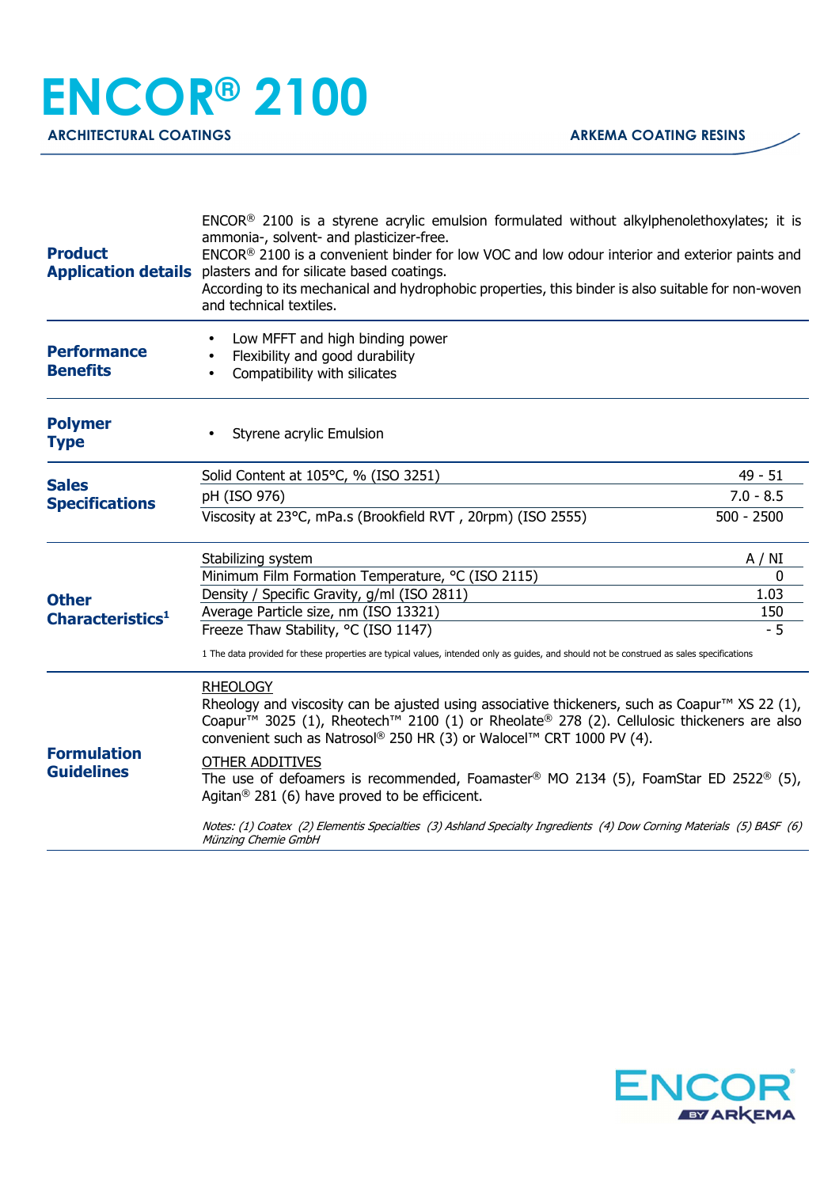# ENCOR® 2100

**ARCHITECTURAL COATINGS** | **ARKEMA COATING RESINS**

## Product Application details

ENCOR® 2100 is a styrene acrylic emulsion formulated without alkylphenolethoxylates; it is ammonia-, solvent- and plasticizer-free.
ENCOR® 2100 is a convenient binder for low VOC and low odour interior and exterior paints and plasters and for silicate based coatings.
According to its mechanical and hydrophobic properties, this binder is also suitable for non-woven and technical textiles.

## Performance Benefits

- Low MFFT and high binding power
- Flexibility and good durability
- Compatibility with silicates

## Polymer Type

- Styrene acrylic Emulsion

## Sales Specifications

| Property | Value |
|---|---|
| Solid Content at 105°C, % (ISO 3251) | 49 - 51 |
| pH (ISO 976) | 7.0 - 8.5 |
| Viscosity at 23°C, mPa.s (Brookfield RVT , 20rpm) (ISO 2555) | 500 - 2500 |

## Other Characteristics[1]

| Property | Value |
|---|---|
| Stabilizing system | A / NI |
| Minimum Film Formation Temperature, °C (ISO 2115) | 0 |
| Density / Specific Gravity, g/ml (ISO 2811) | 1.03 |
| Average Particle size, nm (ISO 13321) | 150 |
| Freeze Thaw Stability, °C (ISO 1147) | - 5 |

1 The data provided for these properties are typical values, intended only as guides, and should not be construed as sales specifications

## Formulation Guidelines

RHEOLOGY
Rheology and viscosity can be ajusted using associative thickeners, such as Coapur™ XS 22 (1), Coapur™ 3025 (1), Rheotech™ 2100 (1) or Rheolate® 278 (2). Cellulosic thickeners are also convenient such as Natrosol® 250 HR (3) or Walocel™ CRT 1000 PV (4).

OTHER ADDITIVES
The use of defoamers is recommended, Foamaster® MO 2134 (5), FoamStar ED 2522® (5), Agitan® 281 (6) have proved to be efficicent.

*Notes: (1) Coatex (2) Elementis Specialties (3) Ashland Specialty Ingredients (4) Dow Corning Materials (5) BASF (6) Münzing Chemie GmbH*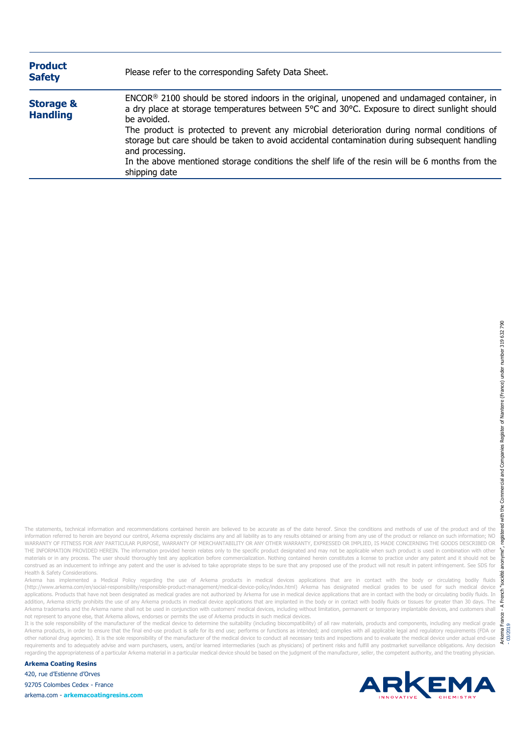| | |
|---|---|
| **Product Safety** | Please refer to the corresponding Safety Data Sheet. |
| **Storage & Handling** | ENCOR® 2100 should be stored indoors in the original, unopened and undamaged container, in a dry place at storage temperatures between 5°C and 30°C. Exposure to direct sunlight should be avoided.<br>The product is protected to prevent any microbial deterioration during normal conditions of storage but care should be taken to avoid accidental contamination during subsequent handling and processing.<br>In the above mentioned storage conditions the shelf life of the resin will be 6 months from the shipping date |

The statements, technical information and recommendations contained herein are believed to be accurate as of the date hereof. Since the conditions and methods of use of the product and of the information referred to herein are beyond our control, Arkema expressly disclaims any and all liability as to any results obtained or arising from any use of the product or reliance on such information; NO WARRANTY OF FITNESS FOR ANY PARTICULAR PURPOSE, WARRANTY OF MERCHANTABILITY OR ANY OTHER WARRANTY, EXPRESSED OR IMPLIED, IS MADE CONCERNING THE GOODS DESCRIBED OR THE INFORMATION PROVIDED HEREIN. The information provided herein relates only to the specific product designated and may not be applicable when such product is used in combination with other materials or in any process. The user should thoroughly test any application before commercialization. Nothing contained herein constitutes a license to practice under any patent and it should not be construed as an inducement to infringe any patent and the user is advised to take appropriate steps to be sure that any proposed use of the product will not result in patent infringement. See SDS for Health & Safety Considerations.

Arkema has implemented a Medical Policy regarding the use of Arkema products in medical devices applications that are in contact with the body or circulating bodily fluids (http://www.arkema.com/en/social-responsibility/responsible-product-management/medical-device-policy/index.html) Arkema has designated medical grades to be used for such medical device applications. Products that have not been designated as medical grades are not authorized by Arkema for use in medical device applications that are in contact with the body or circulating bodily fluids. In addition, Arkema strictly prohibits the use of any Arkema products in medical device applications that are implanted in the body or in contact with bodily fluids or tissues for greater than 30 days. The Arkema trademarks and the Arkema name shall not be used in conjunction with customers' medical devices, including without limitation, permanent or temporary implantable devices, and customers shall not represent to anyone else, that Arkema allows, endorses or permits the use of Arkema products in such medical devices.

It is the sole responsibility of the manufacturer of the medical device to determine the suitability (including biocompatibility) of all raw materials, products and components, including any medical grade Arkema products, in order to ensure that the final end-use product is safe for its end use; performs or functions as intended; and complies with all applicable legal and regulatory requirements (FDA or other national drug agencies). It is the sole responsibility of the manufacturer of the medical device to conduct all necessary tests and inspections and to evaluate the medical device under actual end-use requirements and to adequately advise and warn purchasers, users, and/or learned intermediaries (such as physicians) of pertinent risks and fulfill any postmarket surveillance obligations. Any decision regarding the appropriateness of a particular Arkema material in a particular medical device should be based on the judgment of the manufacturer, seller, the competent authority, and the treating physician.

**Arkema Coating Resins**
420, rue d'Estienne d'Orves
92705 Colombes Cedex - France
arkema.com - **arkemacoatingresins.com**

ARKEMA INNOVATIVE CHEMISTRY

Arkema France - A French "société anonyme", registered with the Commercial and Companies Register of Nanterre (France) under number 319 632 790 - 03/2019